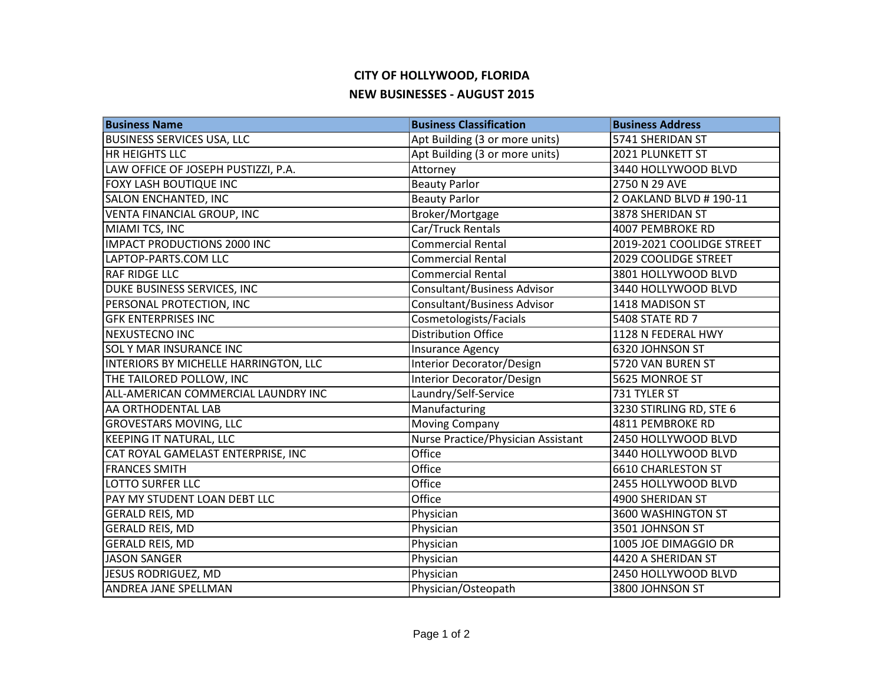# CITY OF HOLLYWOOD, FLORIDA

## NEW BUSINESSES - AUGUST 2015

| Business Name | Business Classification | Business Address |
|---|---|---|
| BUSINESS SERVICES USA, LLC | Apt Building (3 or more units) | 5741 SHERIDAN ST |
| HR HEIGHTS LLC | Apt Building (3 or more units) | 2021 PLUNKETT ST |
| LAW OFFICE OF JOSEPH PUSTIZZI, P.A. | Attorney | 3440 HOLLYWOOD BLVD |
| FOXY LASH BOUTIQUE INC | Beauty Parlor | 2750 N 29 AVE |
| SALON ENCHANTED, INC | Beauty Parlor | 2 OAKLAND BLVD # 190-11 |
| VENTA FINANCIAL GROUP, INC | Broker/Mortgage | 3878 SHERIDAN ST |
| MIAMI TCS, INC | Car/Truck Rentals | 4007 PEMBROKE RD |
| IMPACT PRODUCTIONS 2000 INC | Commercial Rental | 2019-2021 COOLIDGE STREET |
| LAPTOP-PARTS.COM LLC | Commercial Rental | 2029 COOLIDGE STREET |
| RAF RIDGE LLC | Commercial Rental | 3801 HOLLYWOOD BLVD |
| DUKE BUSINESS SERVICES, INC | Consultant/Business Advisor | 3440 HOLLYWOOD BLVD |
| PERSONAL PROTECTION, INC | Consultant/Business Advisor | 1418 MADISON ST |
| GFK ENTERPRISES INC | Cosmetologists/Facials | 5408 STATE RD 7 |
| NEXUSTECNO INC | Distribution Office | 1128 N FEDERAL HWY |
| SOL Y MAR INSURANCE INC | Insurance Agency | 6320 JOHNSON ST |
| INTERIORS BY MICHELLE HARRINGTON, LLC | Interior Decorator/Design | 5720 VAN BUREN ST |
| THE TAILORED POLLOW, INC | Interior Decorator/Design | 5625 MONROE ST |
| ALL-AMERICAN COMMERCIAL LAUNDRY INC | Laundry/Self-Service | 731 TYLER ST |
| AA ORTHODENTAL LAB | Manufacturing | 3230 STIRLING RD, STE 6 |
| GROVESTARS MOVING, LLC | Moving Company | 4811 PEMBROKE RD |
| KEEPING IT NATURAL, LLC | Nurse Practice/Physician Assistant | 2450 HOLLYWOOD BLVD |
| CAT ROYAL GAMELAST ENTERPRISE, INC | Office | 3440 HOLLYWOOD BLVD |
| FRANCES SMITH | Office | 6610 CHARLESTON ST |
| LOTTO SURFER LLC | Office | 2455 HOLLYWOOD BLVD |
| PAY MY STUDENT LOAN DEBT LLC | Office | 4900 SHERIDAN ST |
| GERALD REIS, MD | Physician | 3600 WASHINGTON ST |
| GERALD REIS, MD | Physician | 3501 JOHNSON ST |
| GERALD REIS, MD | Physician | 1005 JOE DIMAGGIO DR |
| JASON SANGER | Physician | 4420 A SHERIDAN ST |
| JESUS RODRIGUEZ, MD | Physician | 2450 HOLLYWOOD BLVD |
| ANDREA JANE SPELLMAN | Physician/Osteopath | 3800 JOHNSON ST |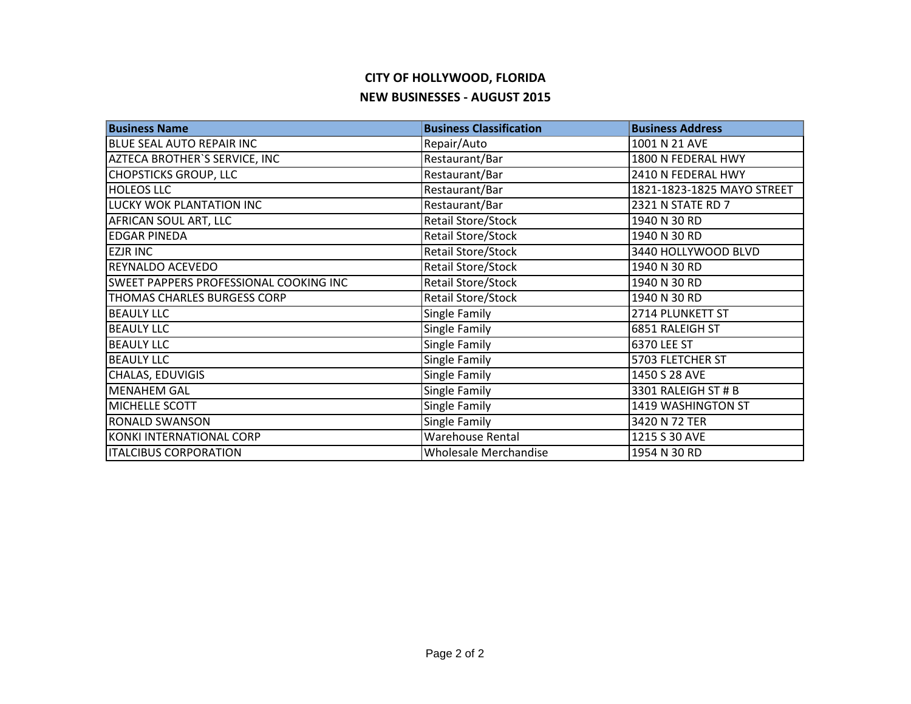## CITY OF HOLLYWOOD, FLORIDA

## NEW BUSINESSES - AUGUST 2015

| Business Name | Business Classification | Business Address |
|---|---|---|
| BLUE SEAL AUTO REPAIR INC | Repair/Auto | 1001 N 21 AVE |
| AZTECA BROTHER`S SERVICE, INC | Restaurant/Bar | 1800 N FEDERAL HWY |
| CHOPSTICKS GROUP, LLC | Restaurant/Bar | 2410 N FEDERAL HWY |
| HOLEOS LLC | Restaurant/Bar | 1821-1823-1825 MAYO STREET |
| LUCKY WOK PLANTATION INC | Restaurant/Bar | 2321 N STATE RD 7 |
| AFRICAN SOUL ART, LLC | Retail Store/Stock | 1940 N 30 RD |
| EDGAR PINEDA | Retail Store/Stock | 1940 N 30 RD |
| EZJR INC | Retail Store/Stock | 3440 HOLLYWOOD BLVD |
| REYNALDO ACEVEDO | Retail Store/Stock | 1940 N 30 RD |
| SWEET PAPPERS PROFESSIONAL COOKING INC | Retail Store/Stock | 1940 N 30 RD |
| THOMAS CHARLES BURGESS CORP | Retail Store/Stock | 1940 N 30 RD |
| BEAULY LLC | Single Family | 2714 PLUNKETT ST |
| BEAULY LLC | Single Family | 6851 RALEIGH ST |
| BEAULY LLC | Single Family | 6370 LEE ST |
| BEAULY LLC | Single Family | 5703 FLETCHER ST |
| CHALAS, EDUVIGIS | Single Family | 1450 S 28 AVE |
| MENAHEM GAL | Single Family | 3301 RALEIGH ST # B |
| MICHELLE SCOTT | Single Family | 1419 WASHINGTON ST |
| RONALD SWANSON | Single Family | 3420 N 72 TER |
| KONKI INTERNATIONAL CORP | Warehouse Rental | 1215 S 30 AVE |
| ITALCIBUS CORPORATION | Wholesale Merchandise | 1954 N 30 RD |